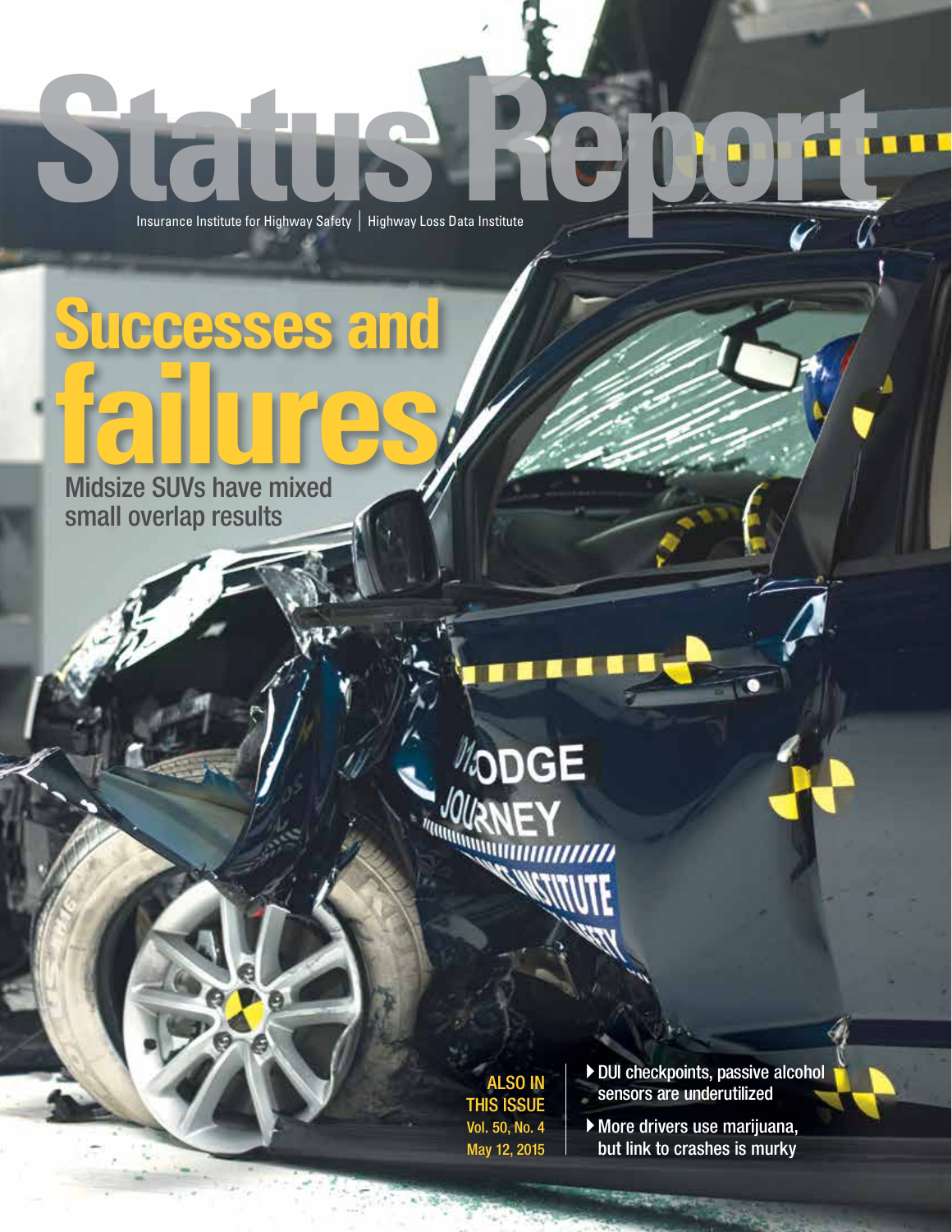# Status Report

Insurance Institute for Highway Safety | Highway Loss Data Institute

## Successes and failures

Midsize SUVs have mixed small overlap results

ALSO IN THIS ISSUE
Vol. 50, No. 4
May 12, 2015

- DUI checkpoints, passive alcohol sensors are underutilized
- More drivers use marijuana, but link to crashes is murky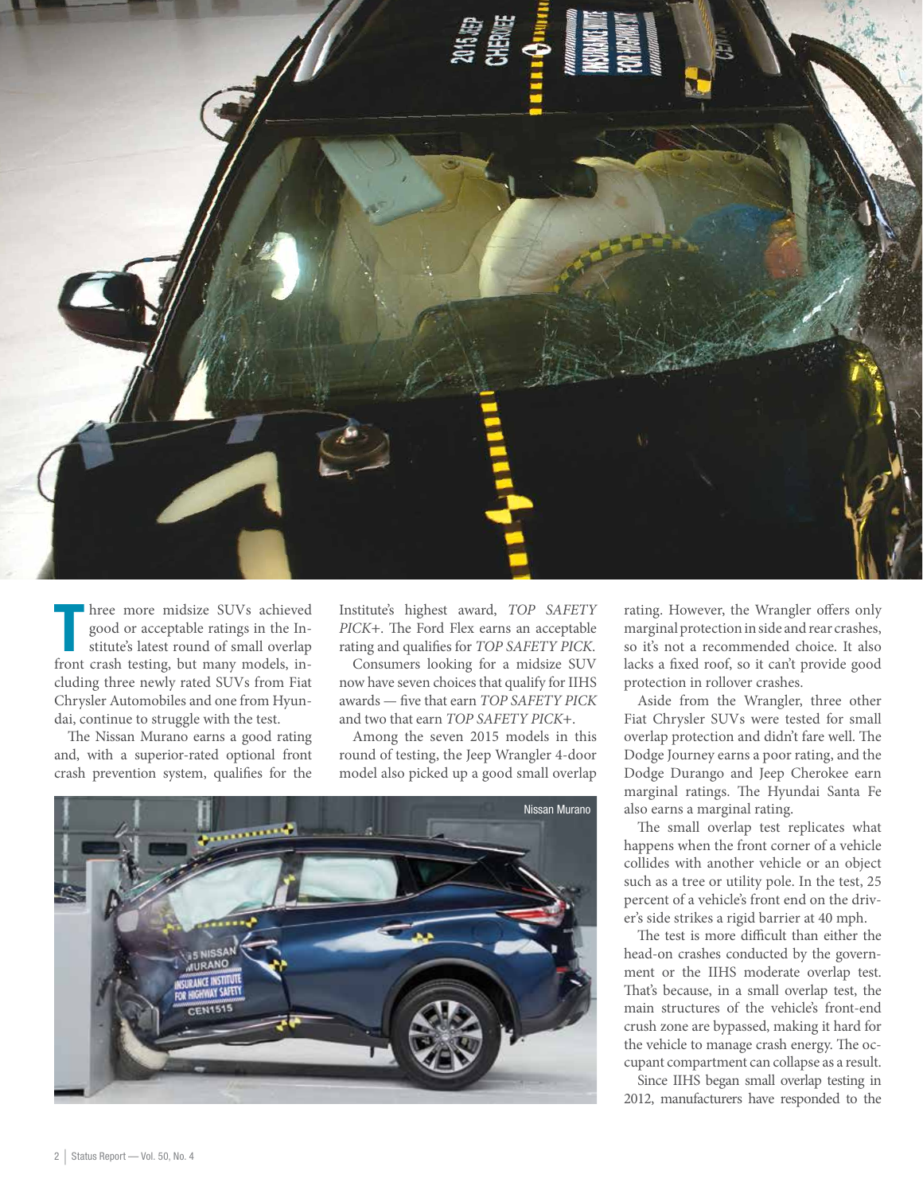Three more midsize SUVs achieved good or acceptable ratings in the Institute's latest round of small overlap front crash testing, but many models, including three newly rated SUVs from Fiat Chrysler Automobiles and one from Hyundai, continue to struggle with the test.

The Nissan Murano earns a good rating and, with a superior-rated optional front crash prevention system, qualifies for the Institute's highest award, *TOP SAFETY PICK+*. The Ford Flex earns an acceptable rating and qualifies for *TOP SAFETY PICK*.

Consumers looking for a midsize SUV now have seven choices that qualify for IIHS awards — five that earn *TOP SAFETY PICK* and two that earn *TOP SAFETY PICK+*.

Among the seven 2015 models in this round of testing, the Jeep Wrangler 4-door model also picked up a good small overlap rating. However, the Wrangler offers only marginal protection in side and rear crashes, so it's not a recommended choice. It also lacks a fixed roof, so it can't provide good protection in rollover crashes.

Aside from the Wrangler, three other Fiat Chrysler SUVs were tested for small overlap protection and didn't fare well. The Dodge Journey earns a poor rating, and the Dodge Durango and Jeep Cherokee earn marginal ratings. The Hyundai Santa Fe also earns a marginal rating.

The small overlap test replicates what happens when the front corner of a vehicle collides with another vehicle or an object such as a tree or utility pole. In the test, 25 percent of a vehicle's front end on the driver's side strikes a rigid barrier at 40 mph.

The test is more difficult than either the head-on crashes conducted by the government or the IIHS moderate overlap test. That's because, in a small overlap test, the main structures of the vehicle's front-end crush zone are bypassed, making it hard for the vehicle to manage crash energy. The occupant compartment can collapse as a result.

Since IIHS began small overlap testing in 2012, manufacturers have responded to the

Nissan Murano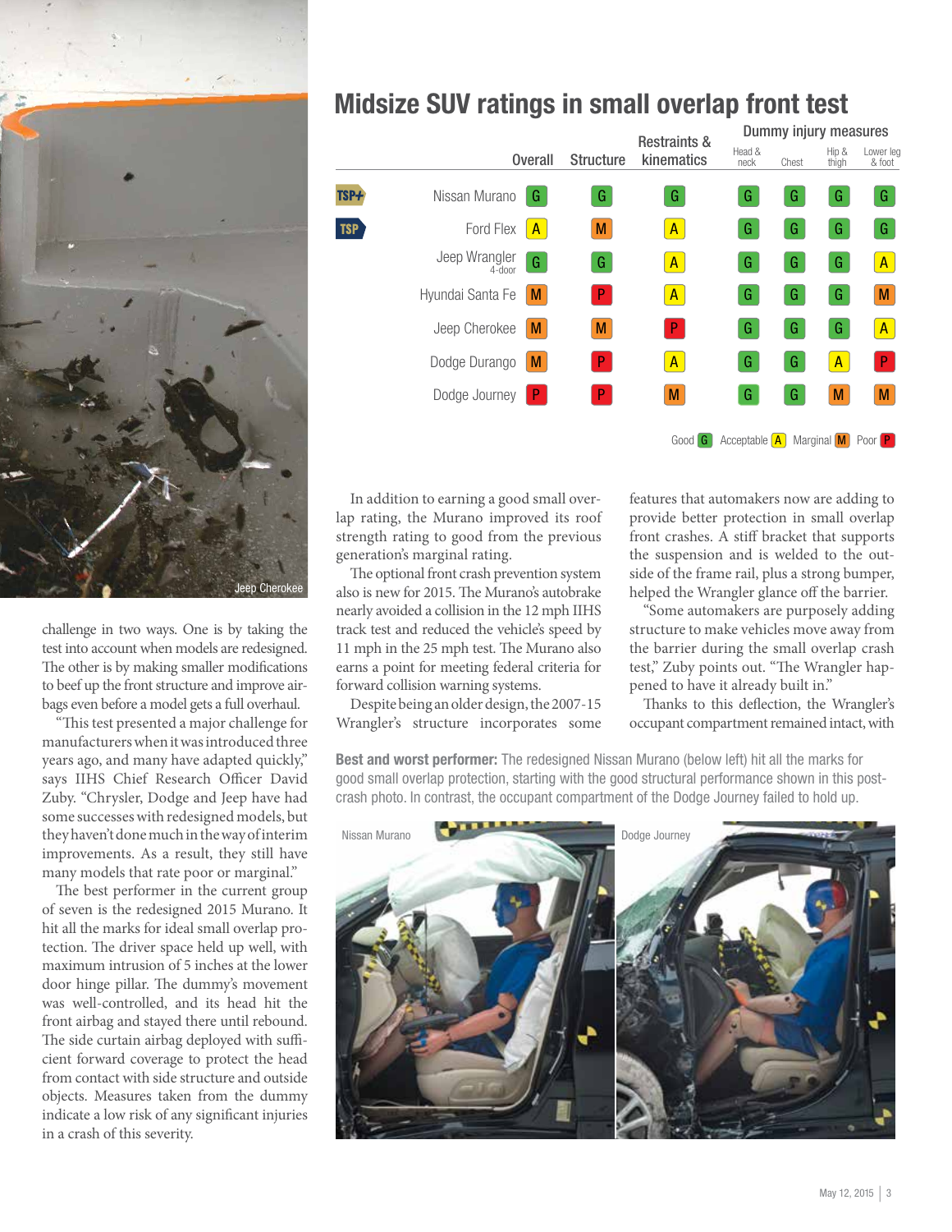## Midsize SUV ratings in small overlap front test

| | | Overall | Structure | Restraints & kinematics | Dummy injury measures: Head & neck | Chest | Hip & thigh | Lower leg & foot |
|---|---|---|---|---|---|---|---|---|
| TSP+ | Nissan Murano | G | G | G | G | G | G | G |
| TSP | Ford Flex | A | M | A | G | G | G | G |
| | Jeep Wrangler 4-door | G | G | A | G | G | G | A |
| | Hyundai Santa Fe | M | P | A | G | G | G | M |
| | Jeep Cherokee | M | M | P | G | G | G | A |
| | Dodge Durango | M | P | A | G | G | A | P |
| | Dodge Journey | P | P | M | G | G | M | M |

Good G Acceptable A Marginal M Poor P

Jeep Cherokee

challenge in two ways. One is by taking the test into account when models are redesigned. The other is by making smaller modifications to beef up the front structure and improve airbags even before a model gets a full overhaul.

"This test presented a major challenge for manufacturers when it was introduced three years ago, and many have adapted quickly," says IIHS Chief Research Officer David Zuby. "Chrysler, Dodge and Jeep have had some successes with redesigned models, but they haven't done much in the way of interim improvements. As a result, they still have many models that rate poor or marginal."

The best performer in the current group of seven is the redesigned 2015 Murano. It hit all the marks for ideal small overlap protection. The driver space held up well, with maximum intrusion of 5 inches at the lower door hinge pillar. The dummy's movement was well-controlled, and its head hit the front airbag and stayed there until rebound. The side curtain airbag deployed with sufficient forward coverage to protect the head from contact with side structure and outside objects. Measures taken from the dummy indicate a low risk of any significant injuries in a crash of this severity.

In addition to earning a good small overlap rating, the Murano improved its roof strength rating to good from the previous generation's marginal rating.

The optional front crash prevention system also is new for 2015. The Murano's autobrake nearly avoided a collision in the 12 mph IIHS track test and reduced the vehicle's speed by 11 mph in the 25 mph test. The Murano also earns a point for meeting federal criteria for forward collision warning systems.

Despite being an older design, the 2007-15 Wrangler's structure incorporates some features that automakers now are adding to provide better protection in small overlap front crashes. A stiff bracket that supports the suspension and is welded to the outside of the frame rail, plus a strong bumper, helped the Wrangler glance off the barrier.

"Some automakers are purposely adding structure to make vehicles move away from the barrier during the small overlap crash test," Zuby points out. "The Wrangler happened to have it already built in."

Thanks to this deflection, the Wrangler's occupant compartment remained intact, with

**Best and worst performer:** The redesigned Nissan Murano (below left) hit all the marks for good small overlap protection, starting with the good structural performance shown in this post-crash photo. In contrast, the occupant compartment of the Dodge Journey failed to hold up.

Nissan Murano

Dodge Journey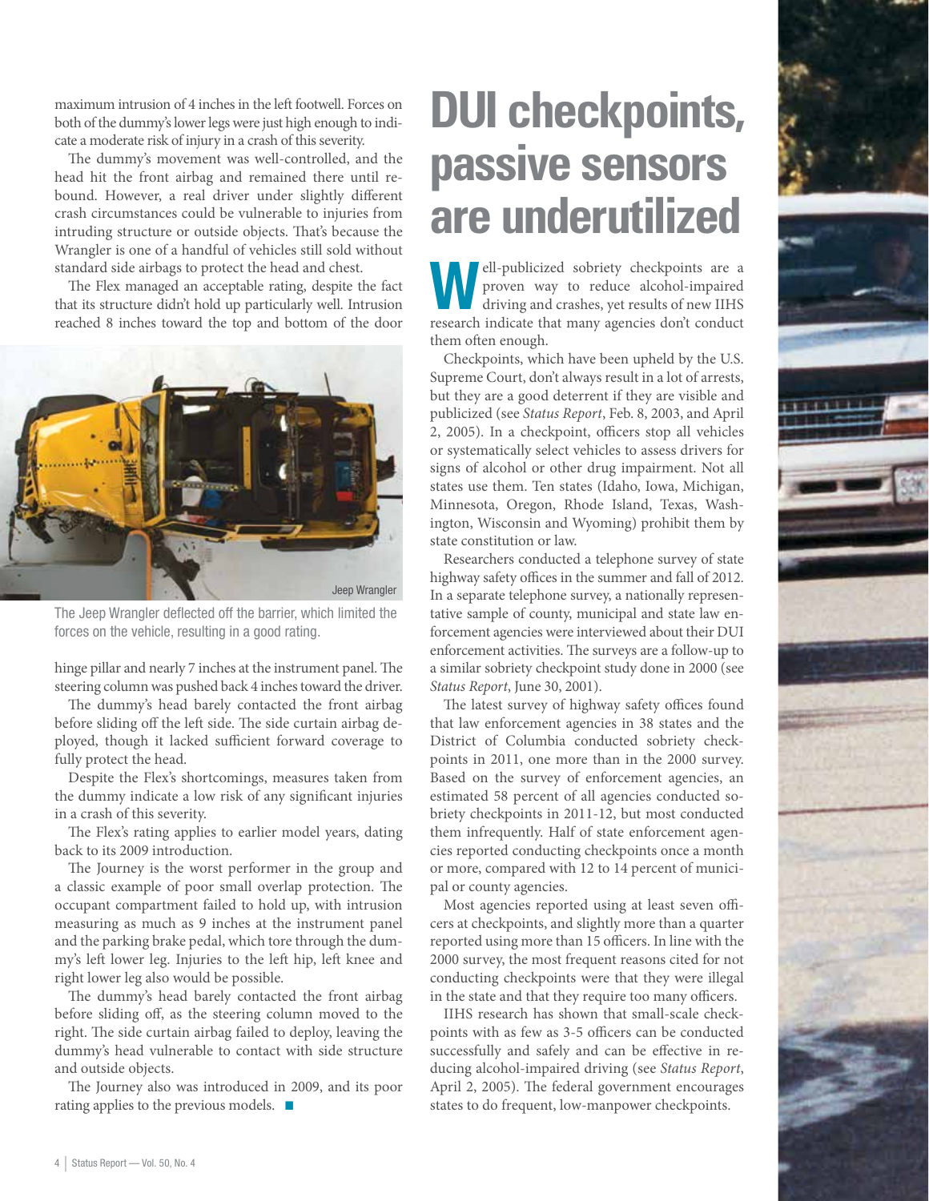maximum intrusion of 4 inches in the left footwell. Forces on both of the dummy's lower legs were just high enough to indicate a moderate risk of injury in a crash of this severity.

The dummy's movement was well-controlled, and the head hit the front airbag and remained there until rebound. However, a real driver under slightly different crash circumstances could be vulnerable to injuries from intruding structure or outside objects. That's because the Wrangler is one of a handful of vehicles still sold without standard side airbags to protect the head and chest.

The Flex managed an acceptable rating, despite the fact that its structure didn't hold up particularly well. Intrusion reached 8 inches toward the top and bottom of the door hinge pillar and nearly 7 inches at the instrument panel. The steering column was pushed back 4 inches toward the driver.

Jeep Wrangler

The Jeep Wrangler deflected off the barrier, which limited the forces on the vehicle, resulting in a good rating.

The dummy's head barely contacted the front airbag before sliding off the left side. The side curtain airbag deployed, though it lacked sufficient forward coverage to fully protect the head.

Despite the Flex's shortcomings, measures taken from the dummy indicate a low risk of any significant injuries in a crash of this severity.

The Flex's rating applies to earlier model years, dating back to its 2009 introduction.

The Journey is the worst performer in the group and a classic example of poor small overlap protection. The occupant compartment failed to hold up, with intrusion measuring as much as 9 inches at the instrument panel and the parking brake pedal, which tore through the dummy's left lower leg. Injuries to the left hip, left knee and right lower leg also would be possible.

The dummy's head barely contacted the front airbag before sliding off, as the steering column moved to the right. The side curtain airbag failed to deploy, leaving the dummy's head vulnerable to contact with side structure and outside objects.

The Journey also was introduced in 2009, and its poor rating applies to the previous models. ■

# DUI checkpoints, passive sensors are underutilized

Well-publicized sobriety checkpoints are a proven way to reduce alcohol-impaired driving and crashes, yet results of new IIHS research indicate that many agencies don't conduct them often enough.

Checkpoints, which have been upheld by the U.S. Supreme Court, don't always result in a lot of arrests, but they are a good deterrent if they are visible and publicized (see *Status Report*, Feb. 8, 2003, and April 2, 2005). In a checkpoint, officers stop all vehicles or systematically select vehicles to assess drivers for signs of alcohol or other drug impairment. Not all states use them. Ten states (Idaho, Iowa, Michigan, Minnesota, Oregon, Rhode Island, Texas, Washington, Wisconsin and Wyoming) prohibit them by state constitution or law.

Researchers conducted a telephone survey of state highway safety offices in the summer and fall of 2012. In a separate telephone survey, a nationally representative sample of county, municipal and state law enforcement agencies were interviewed about their DUI enforcement activities. The surveys are a follow-up to a similar sobriety checkpoint study done in 2000 (see *Status Report*, June 30, 2001).

The latest survey of highway safety offices found that law enforcement agencies in 38 states and the District of Columbia conducted sobriety checkpoints in 2011, one more than in the 2000 survey. Based on the survey of enforcement agencies, an estimated 58 percent of all agencies conducted sobriety checkpoints in 2011-12, but most conducted them infrequently. Half of state enforcement agencies reported conducting checkpoints once a month or more, compared with 12 to 14 percent of municipal or county agencies.

Most agencies reported using at least seven officers at checkpoints, and slightly more than a quarter reported using more than 15 officers. In line with the 2000 survey, the most frequent reasons cited for not conducting checkpoints were that they were illegal in the state and that they require too many officers.

IIHS research has shown that small-scale checkpoints with as few as 3-5 officers can be conducted successfully and safely and can be effective in reducing alcohol-impaired driving (see *Status Report*, April 2, 2005). The federal government encourages states to do frequent, low-manpower checkpoints.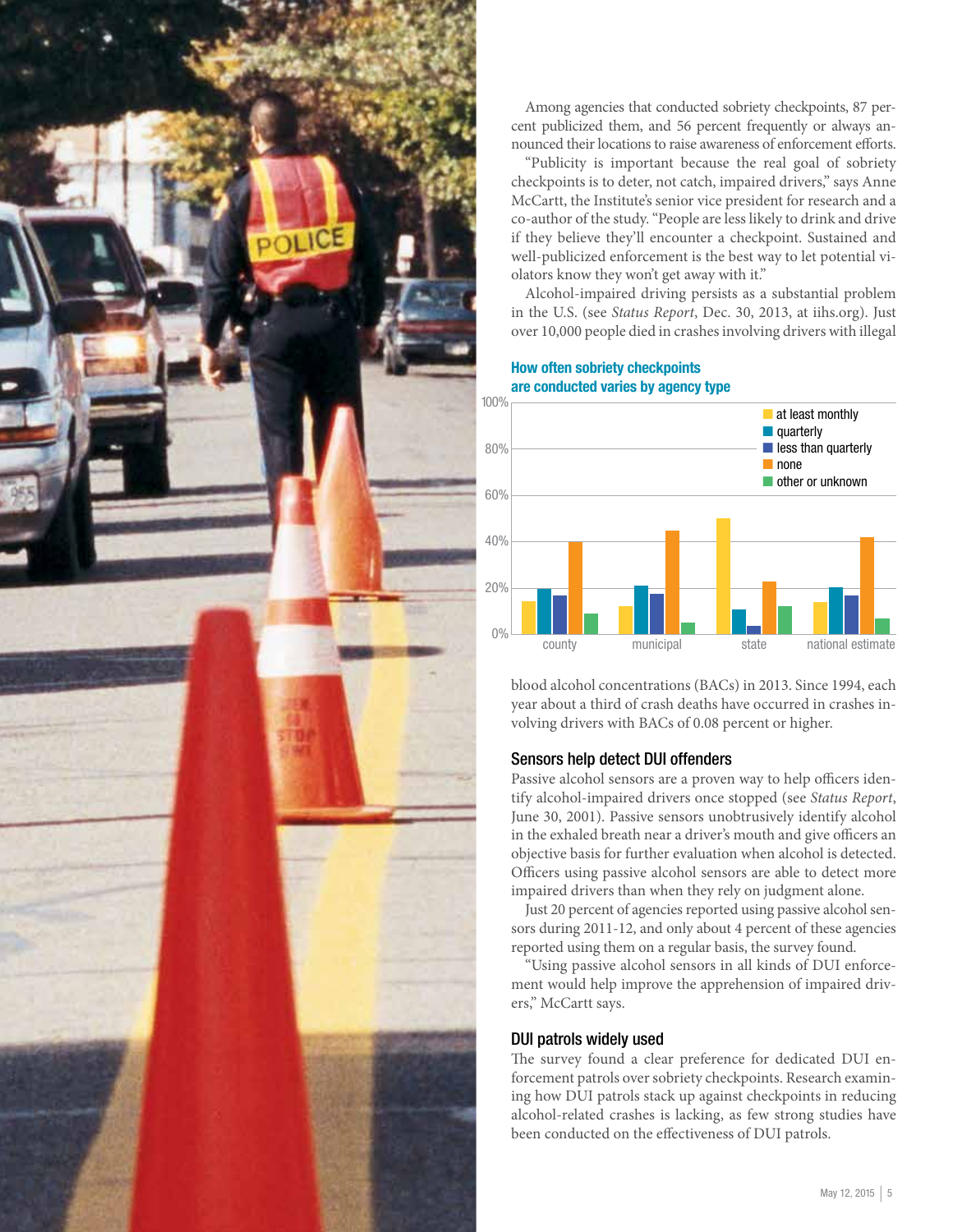Among agencies that conducted sobriety checkpoints, 87 percent publicized them, and 56 percent frequently or always announced their locations to raise awareness of enforcement efforts.

"Publicity is important because the real goal of sobriety checkpoints is to deter, not catch, impaired drivers," says Anne McCartt, the Institute's senior vice president for research and a co-author of the study. "People are less likely to drink and drive if they believe they'll encounter a checkpoint. Sustained and well-publicized enforcement is the best way to let potential violators know they won't get away with it."

Alcohol-impaired driving persists as a substantial problem in the U.S. (see *Status Report*, Dec. 30, 2013, at iihs.org). Just over 10,000 people died in crashes involving drivers with illegal blood alcohol concentrations (BACs) in 2013. Since 1994, each year about a third of crash deaths have occurred in crashes involving drivers with BACs of 0.08 percent or higher.

**How often sobriety checkpoints are conducted varies by agency type**

## Sensors help detect DUI offenders

Passive alcohol sensors are a proven way to help officers identify alcohol-impaired drivers once stopped (see *Status Report*, June 30, 2001). Passive sensors unobtrusively identify alcohol in the exhaled breath near a driver's mouth and give officers an objective basis for further evaluation when alcohol is detected. Officers using passive alcohol sensors are able to detect more impaired drivers than when they rely on judgment alone.

Just 20 percent of agencies reported using passive alcohol sensors during 2011-12, and only about 4 percent of these agencies reported using them on a regular basis, the survey found.

"Using passive alcohol sensors in all kinds of DUI enforcement would help improve the apprehension of impaired drivers," McCartt says.

## DUI patrols widely used

The survey found a clear preference for dedicated DUI enforcement patrols over sobriety checkpoints. Research examining how DUI patrols stack up against checkpoints in reducing alcohol-related crashes is lacking, as few strong studies have been conducted on the effectiveness of DUI patrols.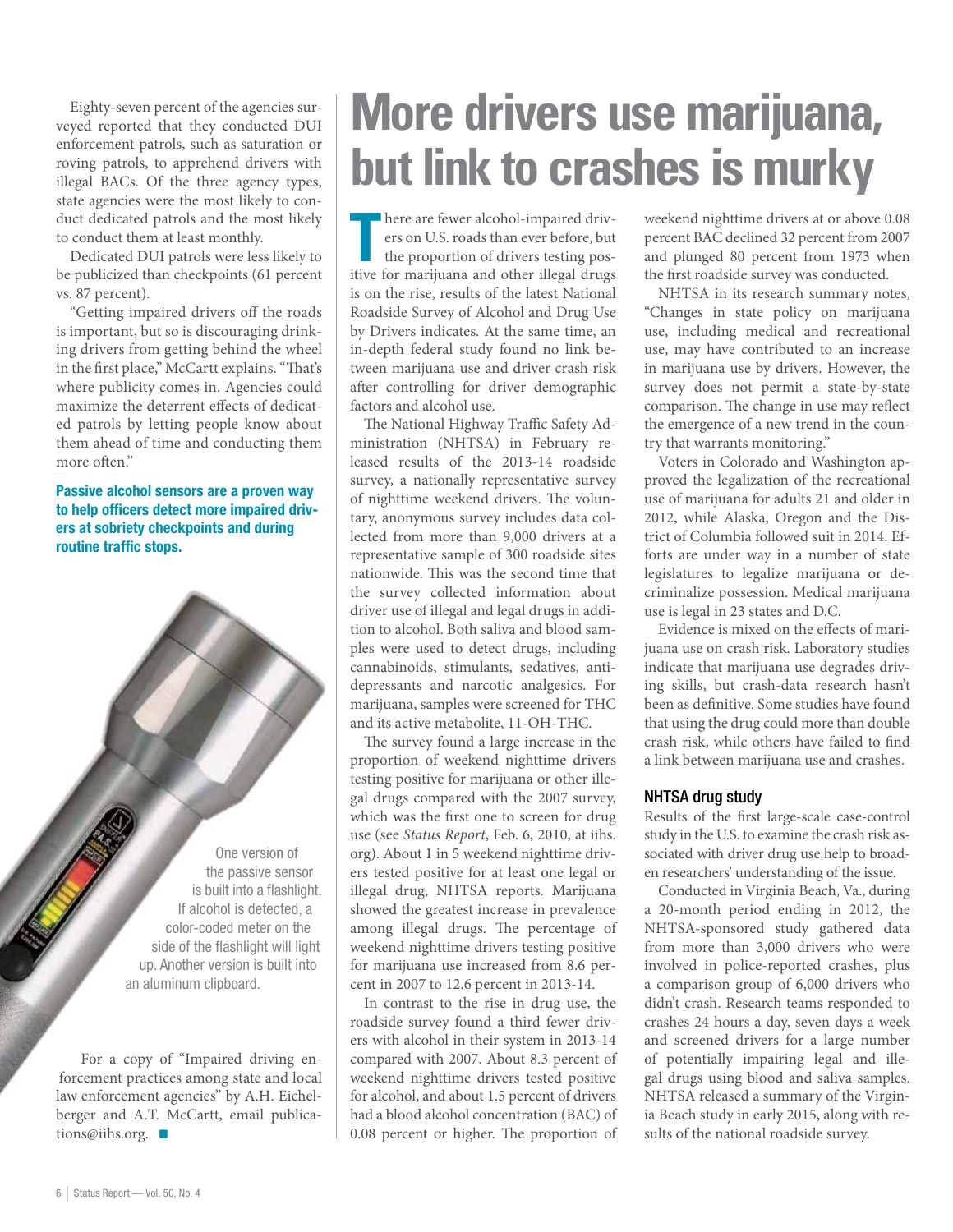Eighty-seven percent of the agencies surveyed reported that they conducted DUI enforcement patrols, such as saturation or roving patrols, to apprehend drivers with illegal BACs. Of the three agency types, state agencies were the most likely to conduct dedicated patrols and the most likely to conduct them at least monthly.

Dedicated DUI patrols were less likely to be publicized than checkpoints (61 percent vs. 87 percent).

"Getting impaired drivers off the roads is important, but so is discouraging drinking drivers from getting behind the wheel in the first place," McCartt explains. "That's where publicity comes in. Agencies could maximize the deterrent effects of dedicated patrols by letting people know about them ahead of time and conducting them more often."

**Passive alcohol sensors are a proven way to help officers detect more impaired drivers at sobriety checkpoints and during routine traffic stops.**

One version of the passive sensor is built into a flashlight. If alcohol is detected, a color-coded meter on the side of the flashlight will light up. Another version is built into an aluminum clipboard.

For a copy of "Impaired driving enforcement practices among state and local law enforcement agencies" by A.H. Eichelberger and A.T. McCartt, email publications@iihs.org. ■

# More drivers use marijuana, but link to crashes is murky

There are fewer alcohol-impaired drivers on U.S. roads than ever before, but the proportion of drivers testing positive for marijuana and other illegal drugs is on the rise, results of the latest National Roadside Survey of Alcohol and Drug Use by Drivers indicates. At the same time, an in-depth federal study found no link between marijuana use and driver crash risk after controlling for driver demographic factors and alcohol use.

The National Highway Traffic Safety Administration (NHTSA) in February released results of the 2013-14 roadside survey, a nationally representative survey of nighttime weekend drivers. The voluntary, anonymous survey includes data collected from more than 9,000 drivers at a representative sample of 300 roadside sites nationwide. This was the second time that the survey collected information about driver use of illegal and legal drugs in addition to alcohol. Both saliva and blood samples were used to detect drugs, including cannabinoids, stimulants, sedatives, antidepressants and narcotic analgesics. For marijuana, samples were screened for THC and its active metabolite, 11-OH-THC.

The survey found a large increase in the proportion of weekend nighttime drivers testing positive for marijuana or other illegal drugs compared with the 2007 survey, which was the first one to screen for drug use (see *Status Report*, Feb. 6, 2010, at iihs.org). About 1 in 5 weekend nighttime drivers tested positive for at least one legal or illegal drug, NHTSA reports. Marijuana showed the greatest increase in prevalence among illegal drugs. The percentage of weekend nighttime drivers testing positive for marijuana use increased from 8.6 percent in 2007 to 12.6 percent in 2013-14.

In contrast to the rise in drug use, the roadside survey found a third fewer drivers with alcohol in their system in 2013-14 compared with 2007. About 8.3 percent of weekend nighttime drivers tested positive for alcohol, and about 1.5 percent of drivers had a blood alcohol concentration (BAC) of 0.08 percent or higher. The proportion of weekend nighttime drivers at or above 0.08 percent BAC declined 32 percent from 2007 and plunged 80 percent from 1973 when the first roadside survey was conducted.

NHTSA in its research summary notes, "Changes in state policy on marijuana use, including medical and recreational use, may have contributed to an increase in marijuana use by drivers. However, the survey does not permit a state-by-state comparison. The change in use may reflect the emergence of a new trend in the country that warrants monitoring."

Voters in Colorado and Washington approved the legalization of the recreational use of marijuana for adults 21 and older in 2012, while Alaska, Oregon and the District of Columbia followed suit in 2014. Efforts are under way in a number of state legislatures to legalize marijuana or decriminalize possession. Medical marijuana use is legal in 23 states and D.C.

Evidence is mixed on the effects of marijuana use on crash risk. Laboratory studies indicate that marijuana use degrades driving skills, but crash-data research hasn't been as definitive. Some studies have found that using the drug could more than double crash risk, while others have failed to find a link between marijuana use and crashes.

### NHTSA drug study

Results of the first large-scale case-control study in the U.S. to examine the crash risk associated with driver drug use help to broaden researchers' understanding of the issue.

Conducted in Virginia Beach, Va., during a 20-month period ending in 2012, the NHTSA-sponsored study gathered data from more than 3,000 drivers who were involved in police-reported crashes, plus a comparison group of 6,000 drivers who didn't crash. Research teams responded to crashes 24 hours a day, seven days a week and screened drivers for a large number of potentially impairing legal and illegal drugs using blood and saliva samples. NHTSA released a summary of the Virginia Beach study in early 2015, along with results of the national roadside survey.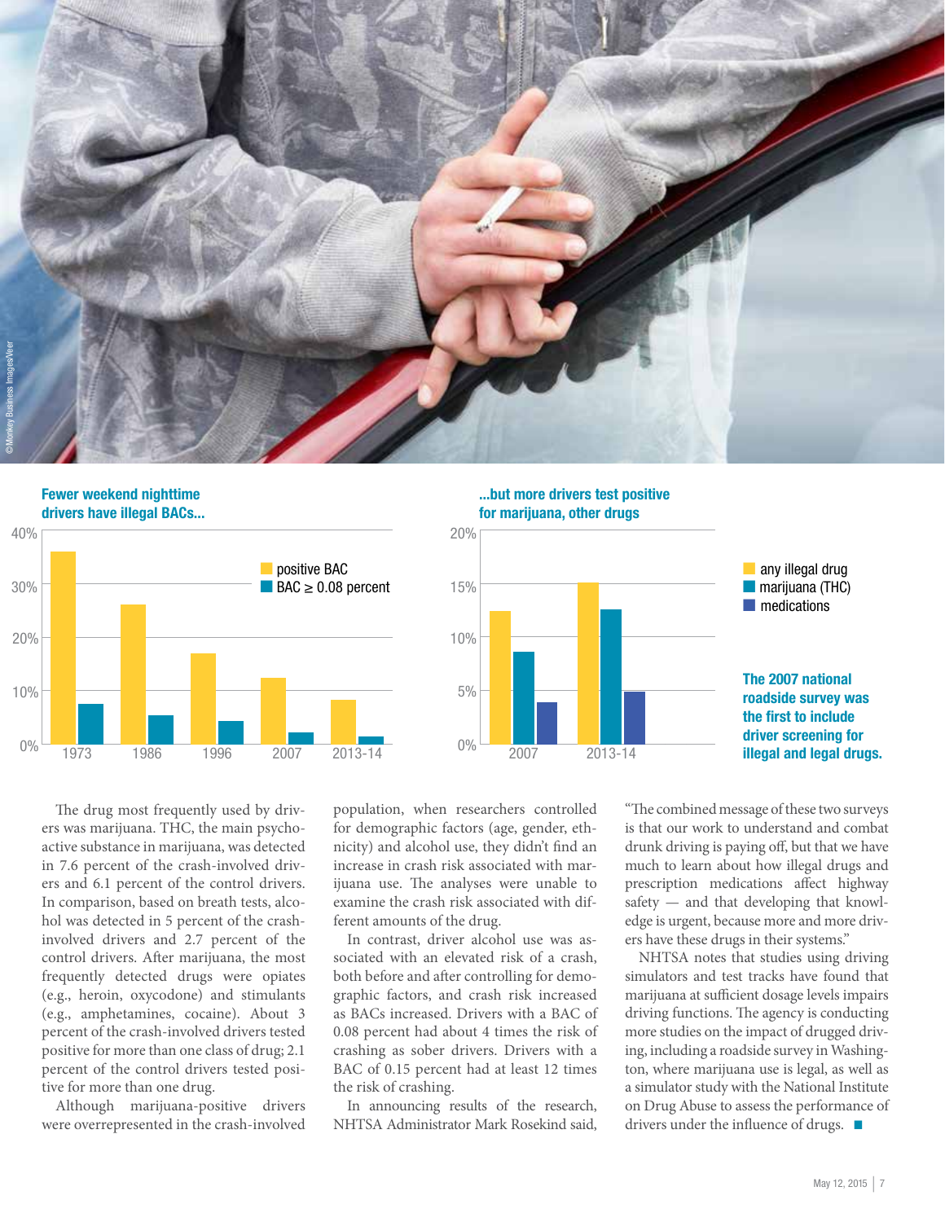**Fewer weekend nighttime drivers have illegal BACs...**

**...but more drivers test positive for marijuana, other drugs**

**The 2007 national roadside survey was the first to include driver screening for illegal and legal drugs.**

The drug most frequently used by drivers was marijuana. THC, the main psychoactive substance in marijuana, was detected in 7.6 percent of the crash-involved drivers and 6.1 percent of the control drivers. In comparison, based on breath tests, alcohol was detected in 5 percent of the crash-involved drivers and 2.7 percent of the control drivers. After marijuana, the most frequently detected drugs were opiates (e.g., heroin, oxycodone) and stimulants (e.g., amphetamines, cocaine). About 3 percent of the crash-involved drivers tested positive for more than one class of drug; 2.1 percent of the control drivers tested positive for more than one drug.

Although marijuana-positive drivers were overrepresented in the crash-involved population, when researchers controlled for demographic factors (age, gender, ethnicity) and alcohol use, they didn't find an increase in crash risk associated with marijuana use. The analyses were unable to examine the crash risk associated with different amounts of the drug.

In contrast, driver alcohol use was associated with an elevated risk of a crash, both before and after controlling for demographic factors, and crash risk increased as BACs increased. Drivers with a BAC of 0.08 percent had about 4 times the risk of crashing as sober drivers. Drivers with a BAC of 0.15 percent had at least 12 times the risk of crashing.

In announcing results of the research, NHTSA Administrator Mark Rosekind said, "The combined message of these two surveys is that our work to understand and combat drunk driving is paying off, but that we have much to learn about how illegal drugs and prescription medications affect highway safety — and that developing that knowledge is urgent, because more and more drivers have these drugs in their systems."

NHTSA notes that studies using driving simulators and test tracks have found that marijuana at sufficient dosage levels impairs driving functions. The agency is conducting more studies on the impact of drugged driving, including a roadside survey in Washington, where marijuana use is legal, as well as a simulator study with the National Institute on Drug Abuse to assess the performance of drivers under the influence of drugs. ■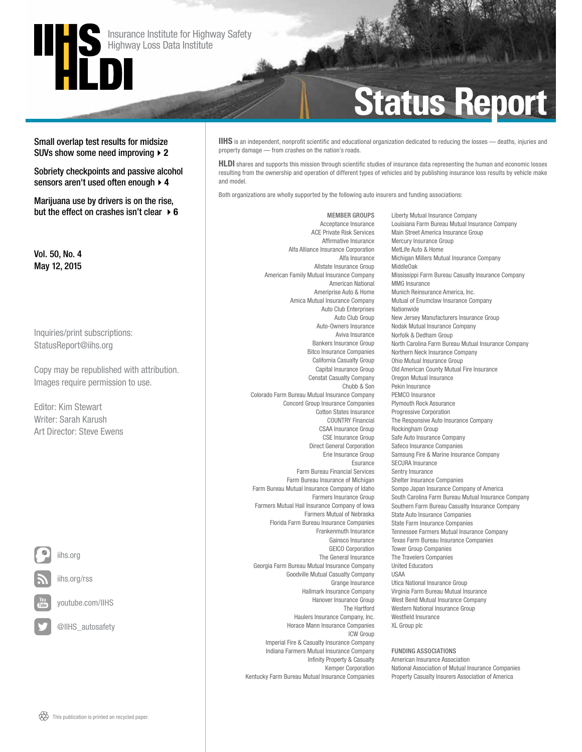# IIHS HLDI

Insurance Institute for Highway Safety
Highway Loss Data Institute

# Status Report

Small overlap test results for midsize SUVs show some need improving ▸ 2

Sobriety checkpoints and passive alcohol sensors aren't used often enough ▸ 4

Marijuana use by drivers is on the rise, but the effect on crashes isn't clear ▸ 6

Vol. 50, No. 4
May 12, 2015

Inquiries/print subscriptions:
StatusReport@iihs.org

Copy may be republished with attribution.
Images require permission to use.

Editor: Kim Stewart
Writer: Sarah Karush
Art Director: Steve Ewens

iihs.org

iihs.org/rss

youtube.com/IIHS

@IIHS_autosafety

This publication is printed on recycled paper.

**IIHS** is an independent, nonprofit scientific and educational organization dedicated to reducing the losses — deaths, injuries and property damage — from crashes on the nation's roads.

**HLDI** shares and supports this mission through scientific studies of insurance data representing the human and economic losses resulting from the ownership and operation of different types of vehicles and by publishing insurance loss results by vehicle make and model.

Both organizations are wholly supported by the following auto insurers and funding associations:

MEMBER GROUPS

Acceptance Insurance
ACE Private Risk Services
Affirmative Insurance
Alfa Alliance Insurance Corporation
Alfa Insurance
Allstate Insurance Group
American Family Mutual Insurance Company
American National
Ameriprise Auto & Home
Amica Mutual Insurance Company
Auto Club Enterprises
Auto Club Group
Auto-Owners Insurance
Aviva Insurance
Bankers Insurance Group
Bitco Insurance Companies
California Casualty Group
Capital Insurance Group
Censtat Casualty Company
Chubb & Son
Colorado Farm Bureau Mutual Insurance Company
Concord Group Insurance Companies
Cotton States Insurance
COUNTRY Financial
CSAA Insurance Group
CSE Insurance Group
Direct General Corporation
Erie Insurance Group
Esurance
Farm Bureau Financial Services
Farm Bureau Insurance of Michigan
Farm Bureau Mutual Insurance Company of Idaho
Farmers Insurance Group
Farmers Mutual Hail Insurance Company of Iowa
Farmers Mutual of Nebraska
Florida Farm Bureau Insurance Companies
Frankenmuth Insurance
Gainsco Insurance
GEICO Corporation
The General Insurance
Georgia Farm Bureau Mutual Insurance Company
Goodville Mutual Casualty Company
Grange Insurance
Hallmark Insurance Company
Hanover Insurance Group
The Hartford
Haulers Insurance Company, Inc.
Horace Mann Insurance Companies
ICW Group
Imperial Fire & Casualty Insurance Company
Indiana Farmers Mutual Insurance Company
Infinity Property & Casualty
Kemper Corporation
Kentucky Farm Bureau Mutual Insurance Companies
Liberty Mutual Insurance Company
Louisiana Farm Bureau Mutual Insurance Company
Main Street America Insurance Group
Mercury Insurance Group
MetLife Auto & Home
Michigan Millers Mutual Insurance Company
MiddleOak
Mississippi Farm Bureau Casualty Insurance Company
MMG Insurance
Munich Reinsurance America, Inc.
Mutual of Enumclaw Insurance Company
Nationwide
New Jersey Manufacturers Insurance Group
Nodak Mutual Insurance Company
Norfolk & Dedham Group
North Carolina Farm Bureau Mutual Insurance Company
Northern Neck Insurance Company
Ohio Mutual Insurance Group
Old American County Mutual Fire Insurance
Oregon Mutual Insurance
Pekin Insurance
PEMCO Insurance
Plymouth Rock Assurance
Progressive Corporation
The Responsive Auto Insurance Company
Rockingham Group
Safe Auto Insurance Company
Safeco Insurance Companies
Samsung Fire & Marine Insurance Company
SECURA Insurance
Sentry Insurance
Shelter Insurance Companies
Sompo Japan Insurance Company of America
South Carolina Farm Bureau Mutual Insurance Company
Southern Farm Bureau Casualty Insurance Company
State Auto Insurance Companies
State Farm Insurance Companies
Tennessee Farmers Mutual Insurance Company
Texas Farm Bureau Insurance Companies
Tower Group Companies
The Travelers Companies
United Educators
USAA
Utica National Insurance Group
Virginia Farm Bureau Mutual Insurance
West Bend Mutual Insurance Company
Western National Insurance Group
Westfield Insurance
XL Group plc

FUNDING ASSOCIATIONS

American Insurance Association
National Association of Mutual Insurance Companies
Property Casualty Insurers Association of America